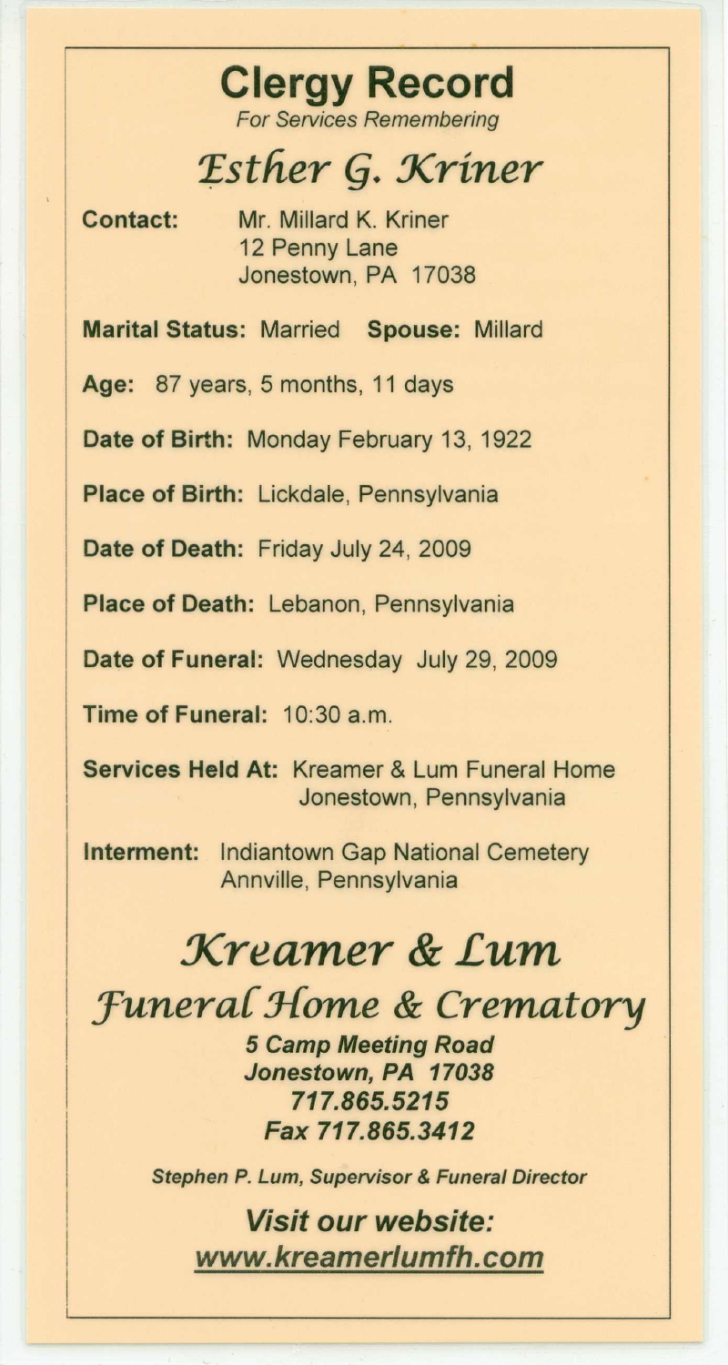# Clergy Record

*For Services Remembering*

## *Esther G. Kriner*

**Contact:** Mr. Millard K. Kriner
12 Penny Lane
Jonestown, PA 17038

**Marital Status:** Married **Spouse:** Millard

**Age:** 87 years, 5 months, 11 days

**Date of Birth:** Monday February 13, 1922

**Place of Birth:** Lickdale, Pennsylvania

**Date of Death:** Friday July 24, 2009

**Place of Death:** Lebanon, Pennsylvania

**Date of Funeral:** Wednesday July 29, 2009

**Time of Funeral:** 10:30 a.m.

**Services Held At:** Kreamer & Lum Funeral Home
Jonestown, Pennsylvania

**Interment:** Indiantown Gap National Cemetery
Annville, Pennsylvania

## *Kreamer & Lum*

## *Funeral Home & Crematory*

***5 Camp Meeting Road***
***Jonestown, PA 17038***
***717.865.5215***
***Fax 717.865.3412***

***Stephen P. Lum, Supervisor & Funeral Director***

***Visit our website:***
***www.kreamerlumfh.com***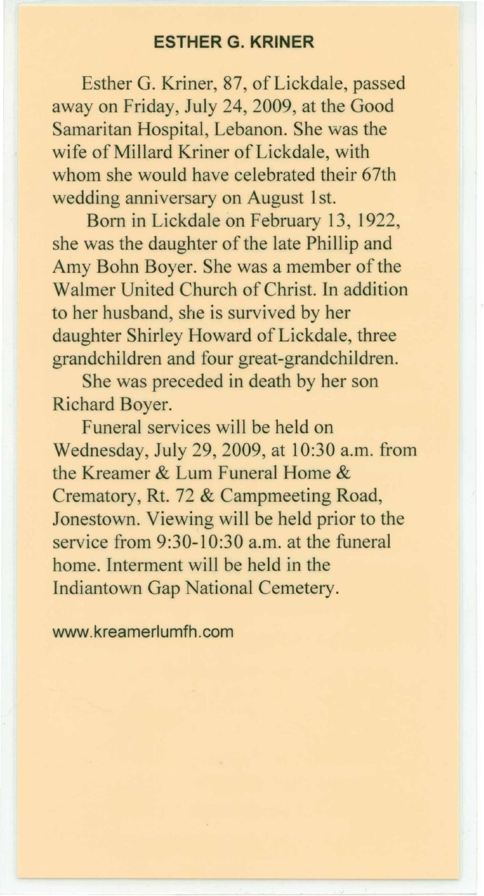# ESTHER G. KRINER

Esther G. Kriner, 87, of Lickdale, passed away on Friday, July 24, 2009, at the Good Samaritan Hospital, Lebanon. She was the wife of Millard Kriner of Lickdale, with whom she would have celebrated their 67th wedding anniversary on August 1st.

Born in Lickdale on February 13, 1922, she was the daughter of the late Phillip and Amy Bohn Boyer. She was a member of the Walmer United Church of Christ. In addition to her husband, she is survived by her daughter Shirley Howard of Lickdale, three grandchildren and four great-grandchildren.

She was preceded in death by her son Richard Boyer.

Funeral services will be held on Wednesday, July 29, 2009, at 10:30 a.m. from the Kreamer & Lum Funeral Home & Crematory, Rt. 72 & Campmeeting Road, Jonestown. Viewing will be held prior to the service from 9:30-10:30 a.m. at the funeral home. Interment will be held in the Indiantown Gap National Cemetery.

www.kreamerlumfh.com